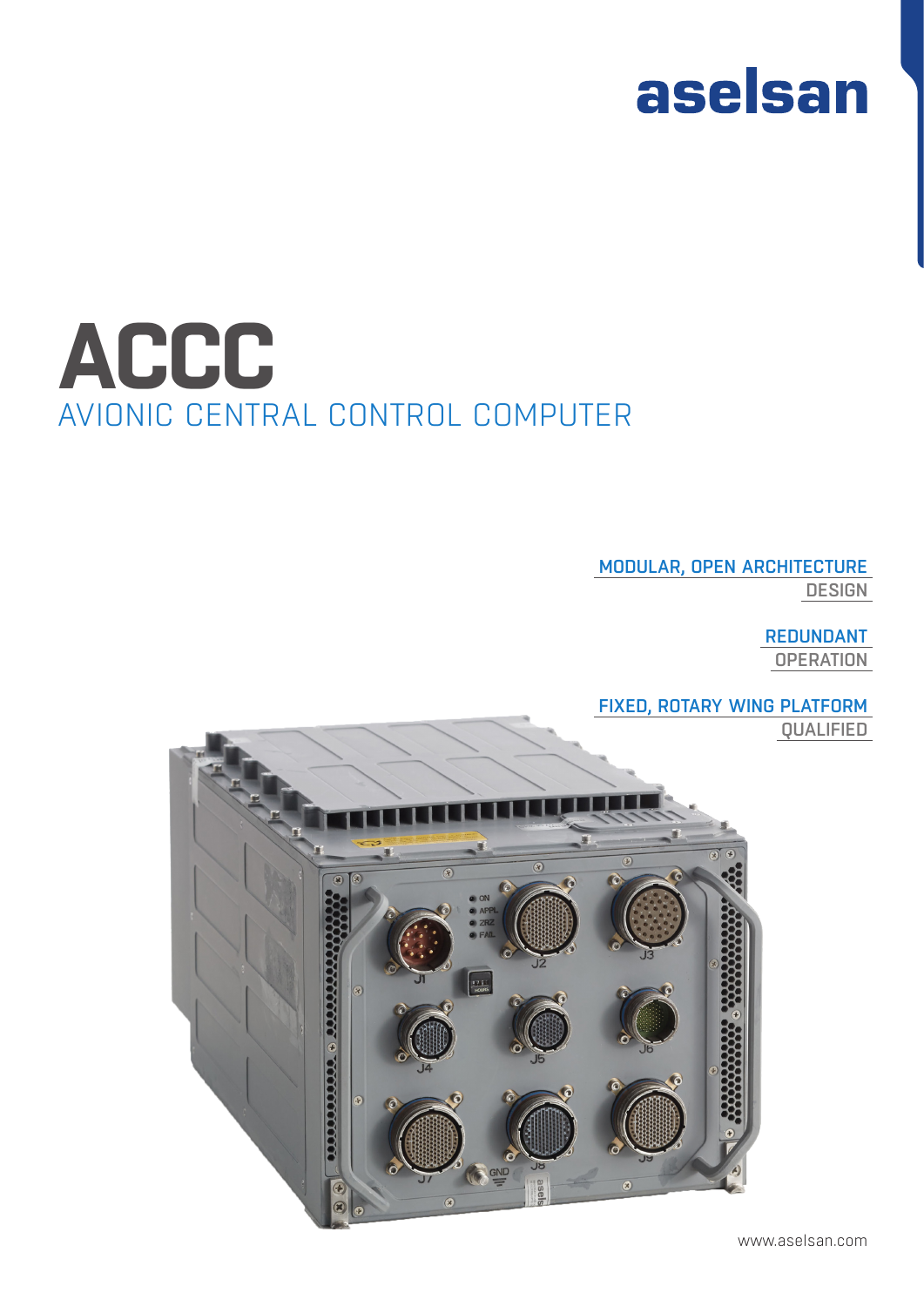aselsan

# ACCC

## AVIONIC CENTRAL CONTROL COMPUTER

MODULAR, OPEN ARCHITECTURE
DESIGN

REDUNDANT
OPERATION

FIXED, ROTARY WING PLATFORM
QUALIFIED

www.aselsan.com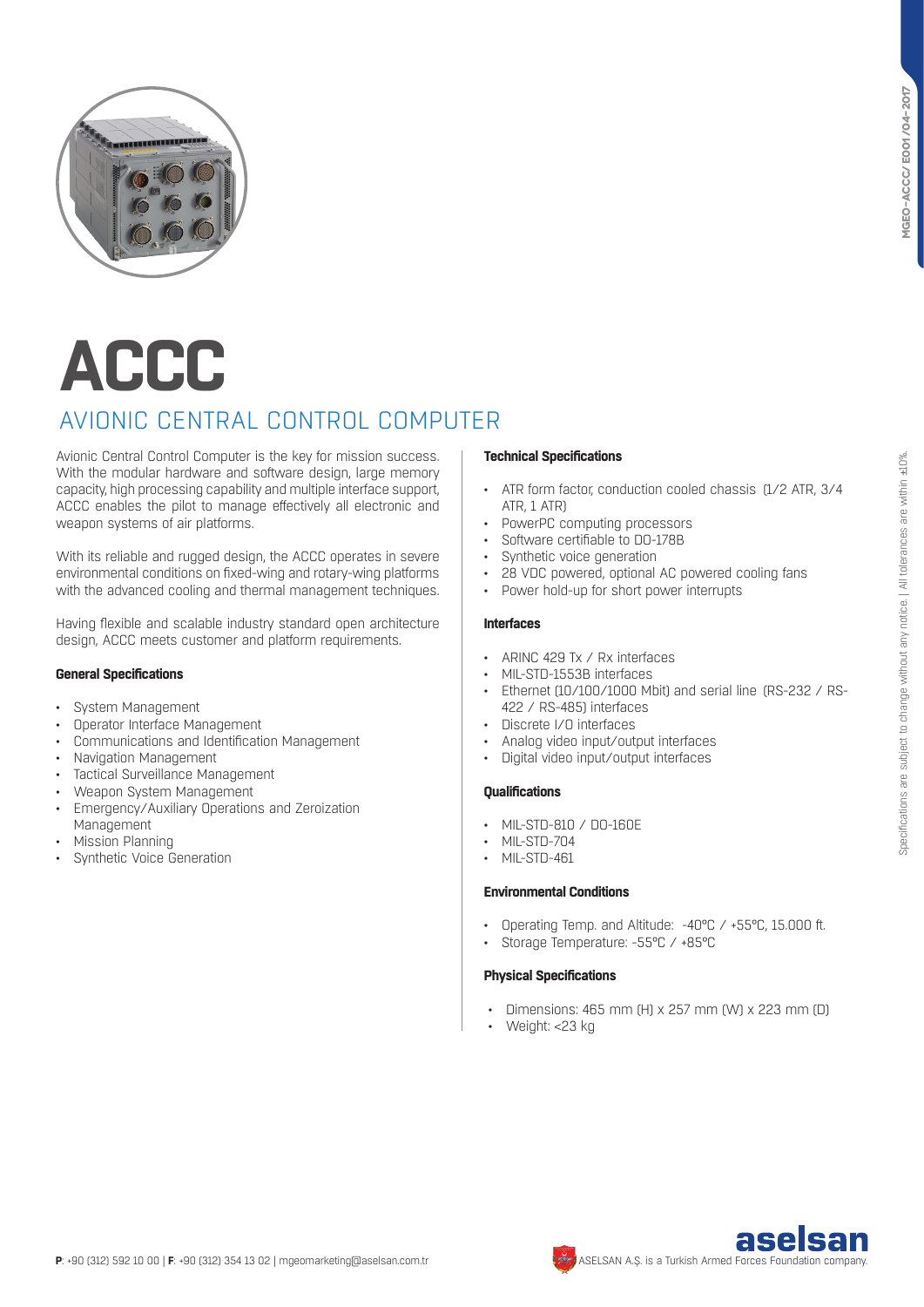# ACCC

## AVIONIC CENTRAL CONTROL COMPUTER

Avionic Central Control Computer is the key for mission success. With the modular hardware and software design, large memory capacity, high processing capability and multiple interface support, ACCC enables the pilot to manage effectively all electronic and weapon systems of air platforms.

With its reliable and rugged design, the ACCC operates in severe environmental conditions on fixed-wing and rotary-wing platforms with the advanced cooling and thermal management techniques.

Having flexible and scalable industry standard open architecture design, ACCC meets customer and platform requirements.

**General Specifications**

- System Management
- Operator Interface Management
- Communications and Identification Management
- Navigation Management
- Tactical Surveillance Management
- Weapon System Management
- Emergency/Auxiliary Operations and Zeroization Management
- Mission Planning
- Synthetic Voice Generation

**Technical Specifications**

- ATR form factor, conduction cooled chassis (1/2 ATR, 3/4 ATR, 1 ATR)
- PowerPC computing processors
- Software certifiable to DO-178B
- Synthetic voice generation
- 28 VDC powered, optional AC powered cooling fans
- Power hold-up for short power interrupts

**Interfaces**

- ARINC 429 Tx / Rx interfaces
- MIL-STD-1553B interfaces
- Ethernet (10/100/1000 Mbit) and serial line (RS-232 / RS-422 / RS-485) interfaces
- Discrete I/O interfaces
- Analog video input/output interfaces
- Digital video input/output interfaces

**Qualifications**

- MIL-STD-810 / DO-160E
- MIL-STD-704
- MIL-STD-461

**Environmental Conditions**

- Operating Temp. and Altitude: -40°C / +55°C, 15.000 ft.
- Storage Temperature: -55°C / +85°C

**Physical Specifications**

- Dimensions: 465 mm (H) x 257 mm (W) x 223 mm (D)
- Weight: <23 kg

Specifications are subject to change without any notice. | All tolerances are within ±10%.

MGEO-ACCC/ E001 /04-2017

**P**: +90 (312) 592 10 00 | **F**: +90 (312) 354 13 02 | mgeomarketing@aselsan.com.tr

aselsan

ASELSAN A.Ş. is a Turkish Armed Forces Foundation company.